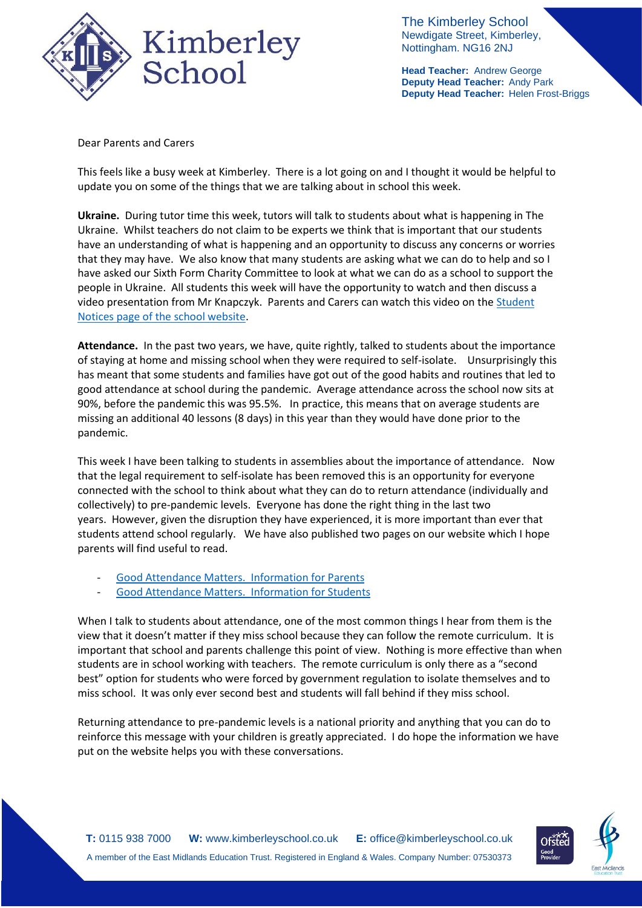The Kimberley School
Newdigate Street, Kimberley,
Nottingham. NG16 2NJ

**Head Teacher:** Andrew George
**Deputy Head Teacher:** Andy Park
**Deputy Head Teacher:** Helen Frost-Briggs

Dear Parents and Carers

This feels like a busy week at Kimberley. There is a lot going on and I thought it would be helpful to update you on some of the things that we are talking about in school this week.

**Ukraine.** During tutor time this week, tutors will talk to students about what is happening in The Ukraine. Whilst teachers do not claim to be experts we think that is important that our students have an understanding of what is happening and an opportunity to discuss any concerns or worries that they may have. We also know that many students are asking what we can do to help and so I have asked our Sixth Form Charity Committee to look at what we can do as a school to support the people in Ukraine. All students this week will have the opportunity to watch and then discuss a video presentation from Mr Knapczyk. Parents and Carers can watch this video on the Student Notices page of the school website.

**Attendance.** In the past two years, we have, quite rightly, talked to students about the importance of staying at home and missing school when they were required to self-isolate. Unsurprisingly this has meant that some students and families have got out of the good habits and routines that led to good attendance at school during the pandemic. Average attendance across the school now sits at 90%, before the pandemic this was 95.5%. In practice, this means that on average students are missing an additional 40 lessons (8 days) in this year than they would have done prior to the pandemic.

This week I have been talking to students in assemblies about the importance of attendance. Now that the legal requirement to self-isolate has been removed this is an opportunity for everyone connected with the school to think about what they can do to return attendance (individually and collectively) to pre-pandemic levels. Everyone has done the right thing in the last two years. However, given the disruption they have experienced, it is more important than ever that students attend school regularly. We have also published two pages on our website which I hope parents will find useful to read.

- Good Attendance Matters. Information for Parents
- Good Attendance Matters. Information for Students

When I talk to students about attendance, one of the most common things I hear from them is the view that it doesn't matter if they miss school because they can follow the remote curriculum. It is important that school and parents challenge this point of view. Nothing is more effective than when students are in school working with teachers. The remote curriculum is only there as a "second best" option for students who were forced by government regulation to isolate themselves and to miss school. It was only ever second best and students will fall behind if they miss school.

Returning attendance to pre-pandemic levels is a national priority and anything that you can do to reinforce this message with your children is greatly appreciated. I do hope the information we have put on the website helps you with these conversations.

**T:** 0115 938 7000 **W:** www.kimberleyschool.co.uk **E:** office@kimberleyschool.co.uk

A member of the East Midlands Education Trust. Registered in England & Wales. Company Number: 07530373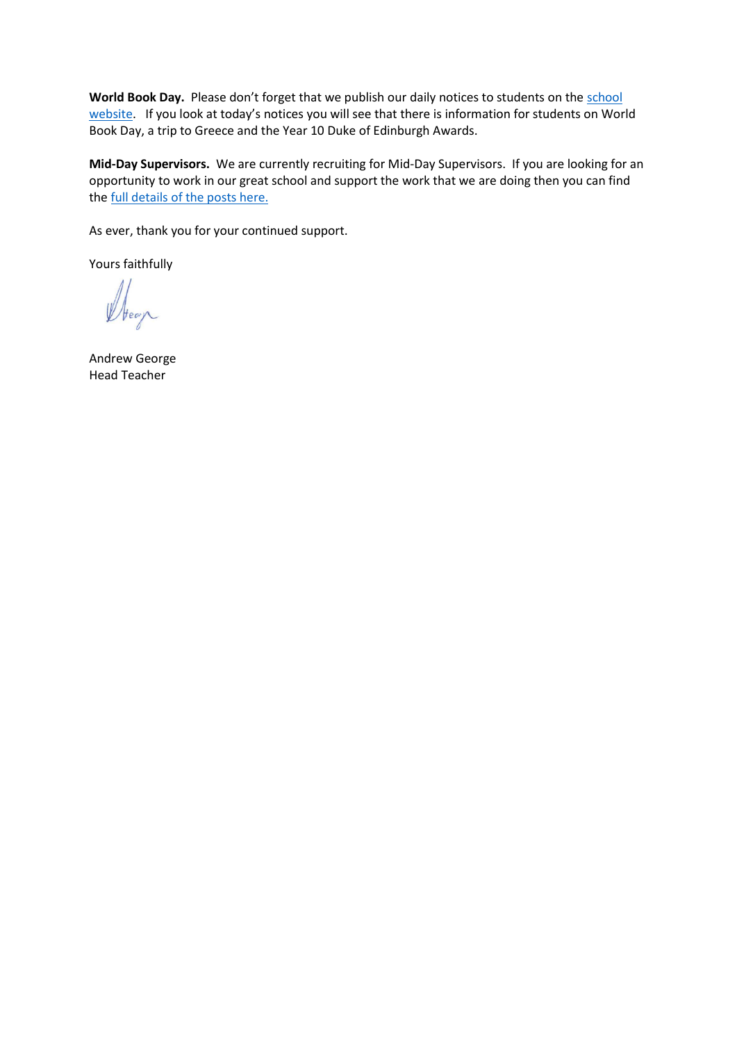**World Book Day.** Please don't forget that we publish our daily notices to students on the school website. If you look at today's notices you will see that there is information for students on World Book Day, a trip to Greece and the Year 10 Duke of Edinburgh Awards.

**Mid-Day Supervisors.** We are currently recruiting for Mid-Day Supervisors. If you are looking for an opportunity to work in our great school and support the work that we are doing then you can find the full details of the posts here.

As ever, thank you for your continued support.

Yours faithfully

Andrew George
Head Teacher